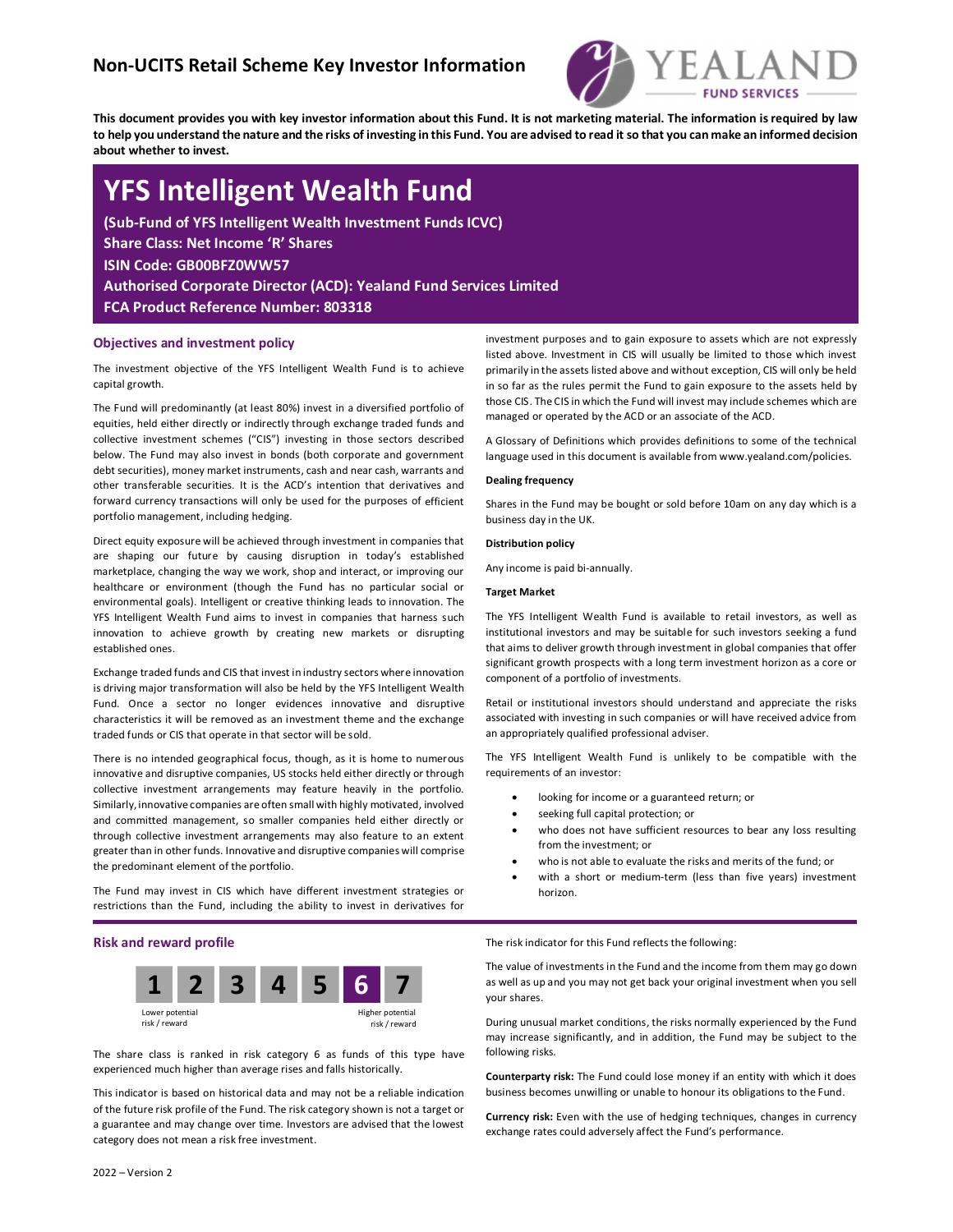## Non-UCITS Retail Scheme Key Investor Information

**This document provides you with key investor information about this Fund. It is not marketing material. The information is required by law to help you understand the nature and the risks of investing in this Fund. You are advised to read it so that you can make an informed decision about whether to invest.**

# YFS Intelligent Wealth Fund

**(Sub-Fund of YFS Intelligent Wealth Investment Funds ICVC)**
**Share Class: Net Income 'R' Shares**
**ISIN Code: GB00BFZ0WW57**
**Authorised Corporate Director (ACD): Yealand Fund Services Limited**
**FCA Product Reference Number: 803318**

### Objectives and investment policy

The investment objective of the YFS Intelligent Wealth Fund is to achieve capital growth.

The Fund will predominantly (at least 80%) invest in a diversified portfolio of equities, held either directly or indirectly through exchange traded funds and collective investment schemes ("CIS") investing in those sectors described below. The Fund may also invest in bonds (both corporate and government debt securities), money market instruments, cash and near cash, warrants and other transferable securities. It is the ACD's intention that derivatives and forward currency transactions will only be used for the purposes of efficient portfolio management, including hedging.

Direct equity exposure will be achieved through investment in companies that are shaping our future by causing disruption in today's established marketplace, changing the way we work, shop and interact, or improving our healthcare or environment (though the Fund has no particular social or environmental goals). Intelligent or creative thinking leads to innovation. The YFS Intelligent Wealth Fund aims to invest in companies that harness such innovation to achieve growth by creating new markets or disrupting established ones.

Exchange traded funds and CIS that invest in industry sectors where innovation is driving major transformation will also be held by the YFS Intelligent Wealth Fund. Once a sector no longer evidences innovative and disruptive characteristics it will be removed as an investment theme and the exchange traded funds or CIS that operate in that sector will be sold.

There is no intended geographical focus, though, as it is home to numerous innovative and disruptive companies, US stocks held either directly or through collective investment arrangements may feature heavily in the portfolio. Similarly, innovative companies are often small with highly motivated, involved and committed management, so smaller companies held either directly or through collective investment arrangements may also feature to an extent greater than in other funds. Innovative and disruptive companies will comprise the predominant element of the portfolio.

The Fund may invest in CIS which have different investment strategies or restrictions than the Fund, including the ability to invest in derivatives for investment purposes and to gain exposure to assets which are not expressly listed above. Investment in CIS will usually be limited to those which invest primarily in the assets listed above and without exception, CIS will only be held in so far as the rules permit the Fund to gain exposure to the assets held by those CIS. The CIS in which the Fund will invest may include schemes which are managed or operated by the ACD or an associate of the ACD.

A Glossary of Definitions which provides definitions to some of the technical language used in this document is available from www.yealand.com/policies.

**Dealing frequency**

Shares in the Fund may be bought or sold before 10am on any day which is a business day in the UK.

**Distribution policy**

Any income is paid bi-annually.

**Target Market**

The YFS Intelligent Wealth Fund is available to retail investors, as well as institutional investors and may be suitable for such investors seeking a fund that aims to deliver growth through investment in global companies that offer significant growth prospects with a long term investment horizon as a core or component of a portfolio of investments.

Retail or institutional investors should understand and appreciate the risks associated with investing in such companies or will have received advice from an appropriately qualified professional adviser.

The YFS Intelligent Wealth Fund is unlikely to be compatible with the requirements of an investor:

- looking for income or a guaranteed return; or
- seeking full capital protection; or
- who does not have sufficient resources to bear any loss resulting from the investment; or
- who is not able to evaluate the risks and merits of the fund; or
- with a short or medium-term (less than five years) investment horizon.

### Risk and reward profile

| 1 | 2 | 3 | 4 | 5 | **6** | 7 |
|---|---|---|---|---|---|---|

Lower potential risk / reward — Higher potential risk / reward

The share class is ranked in risk category 6 as funds of this type have experienced much higher than average rises and falls historically.

This indicator is based on historical data and may not be a reliable indication of the future risk profile of the Fund. The risk category shown is not a target or a guarantee and may change over time. Investors are advised that the lowest category does not mean a risk free investment.

The risk indicator for this Fund reflects the following:

The value of investments in the Fund and the income from them may go down as well as up and you may not get back your original investment when you sell your shares.

During unusual market conditions, the risks normally experienced by the Fund may increase significantly, and in addition, the Fund may be subject to the following risks.

**Counterparty risk:** The Fund could lose money if an entity with which it does business becomes unwilling or unable to honour its obligations to the Fund.

**Currency risk:** Even with the use of hedging techniques, changes in currency exchange rates could adversely affect the Fund's performance.

2022 – Version 2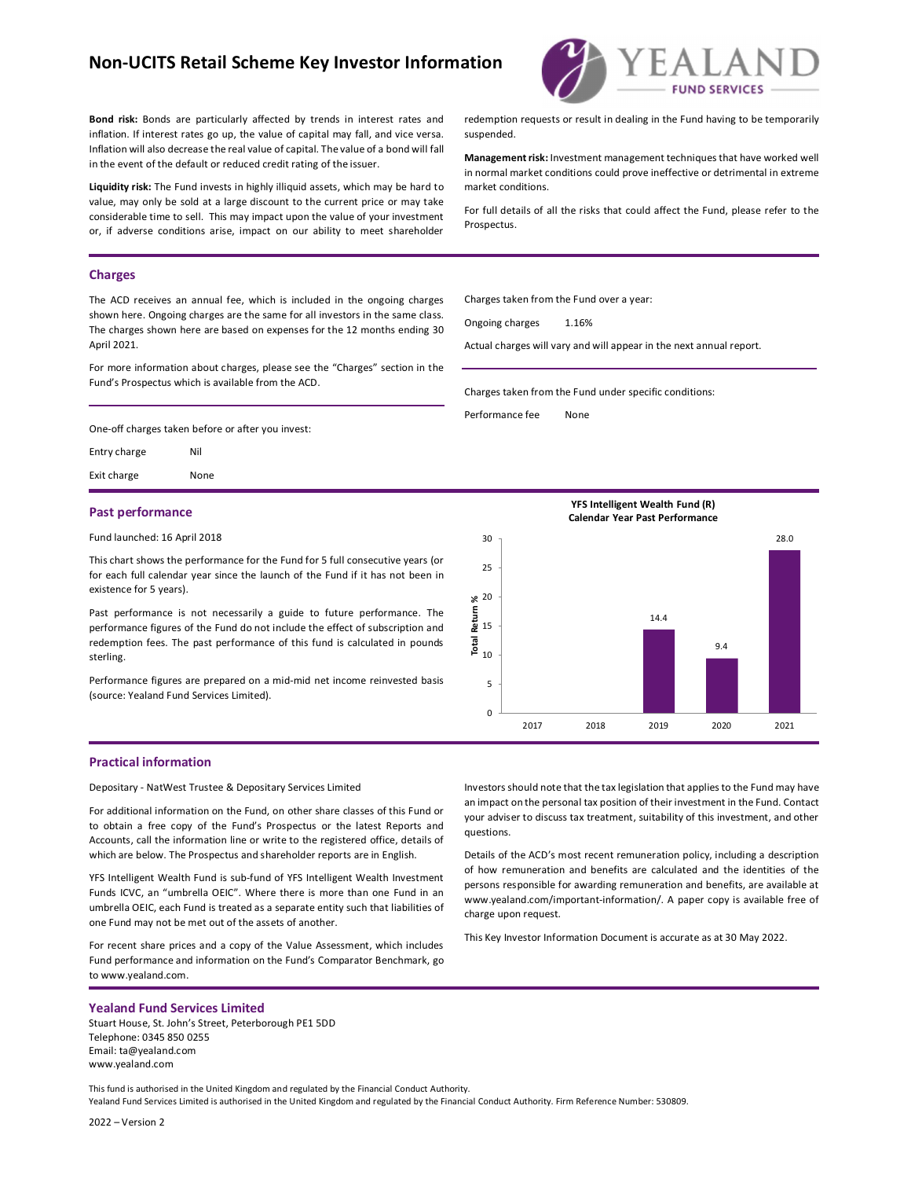**Bond risk:** Bonds are particularly affected by trends in interest rates and inflation. If interest rates go up, the value of capital may fall, and vice versa. Inflation will also decrease the real value of capital. The value of a bond will fall in the event of the default or reduced credit rating of the issuer.

**Liquidity risk:** The Fund invests in highly illiquid assets, which may be hard to value, may only be sold at a large discount to the current price or may take considerable time to sell. This may impact upon the value of your investment or, if adverse conditions arise, impact on our ability to meet shareholder redemption requests or result in dealing in the Fund having to be temporarily suspended.

**Management risk:** Investment management techniques that have worked well in normal market conditions could prove ineffective or detrimental in extreme market conditions.

For full details of all the risks that could affect the Fund, please refer to the Prospectus.

## Charges

The ACD receives an annual fee, which is included in the ongoing charges shown here. Ongoing charges are the same for all investors in the same class. The charges shown here are based on expenses for the 12 months ending 30 April 2021.

For more information about charges, please see the "Charges" section in the Fund's Prospectus which is available from the ACD.

One-off charges taken before or after you invest:

| | |
|---|---|
| Entry charge | Nil |
| Exit charge | None |

Charges taken from the Fund over a year:

| | |
|---|---|
| Ongoing charges | 1.16% |

Actual charges will vary and will appear in the next annual report.

Charges taken from the Fund under specific conditions:

| | |
|---|---|
| Performance fee | None |

## Past performance

Fund launched: 16 April 2018

This chart shows the performance for the Fund for 5 full consecutive years (or for each full calendar year since the launch of the Fund if it has not been in existence for 5 years).

Past performance is not necessarily a guide to future performance. The performance figures of the Fund do not include the effect of subscription and redemption fees. The past performance of this fund is calculated in pounds sterling.

Performance figures are prepared on a mid-mid net income reinvested basis (source: Yealand Fund Services Limited).

YFS Intelligent Wealth Fund (R)
Calendar Year Past Performance

Total Return %

2017
2018
2019: 14.4
2020: 9.4
2021: 28.0

## Practical information

Depositary - NatWest Trustee & Depositary Services Limited

For additional information on the Fund, on other share classes of this Fund or to obtain a free copy of the Fund's Prospectus or the latest Reports and Accounts, call the information line or write to the registered office, details of which are below. The Prospectus and shareholder reports are in English.

YFS Intelligent Wealth Fund is sub-fund of YFS Intelligent Wealth Investment Funds ICVC, an "umbrella OEIC". Where there is more than one Fund in an umbrella OEIC, each Fund is treated as a separate entity such that liabilities of one Fund may not be met out of the assets of another.

For recent share prices and a copy of the Value Assessment, which includes Fund performance and information on the Fund's Comparator Benchmark, go to www.yealand.com.

Investors should note that the tax legislation that applies to the Fund may have an impact on the personal tax position of their investment in the Fund. Contact your adviser to discuss tax treatment, suitability of this investment, and other questions.

Details of the ACD's most recent remuneration policy, including a description of how remuneration and benefits are calculated and the identities of the persons responsible for awarding remuneration and benefits, are available at www.yealand.com/important-information/. A paper copy is available free of charge upon request.

This Key Investor Information Document is accurate as at 30 May 2022.

### Yealand Fund Services Limited

Stuart House, St. John's Street, Peterborough PE1 5DD
Telephone: 0345 850 0255
Email: ta@yealand.com
www.yealand.com

This fund is authorised in the United Kingdom and regulated by the Financial Conduct Authority.
Yealand Fund Services Limited is authorised in the United Kingdom and regulated by the Financial Conduct Authority. Firm Reference Number: 530809.

2022 – Version 2